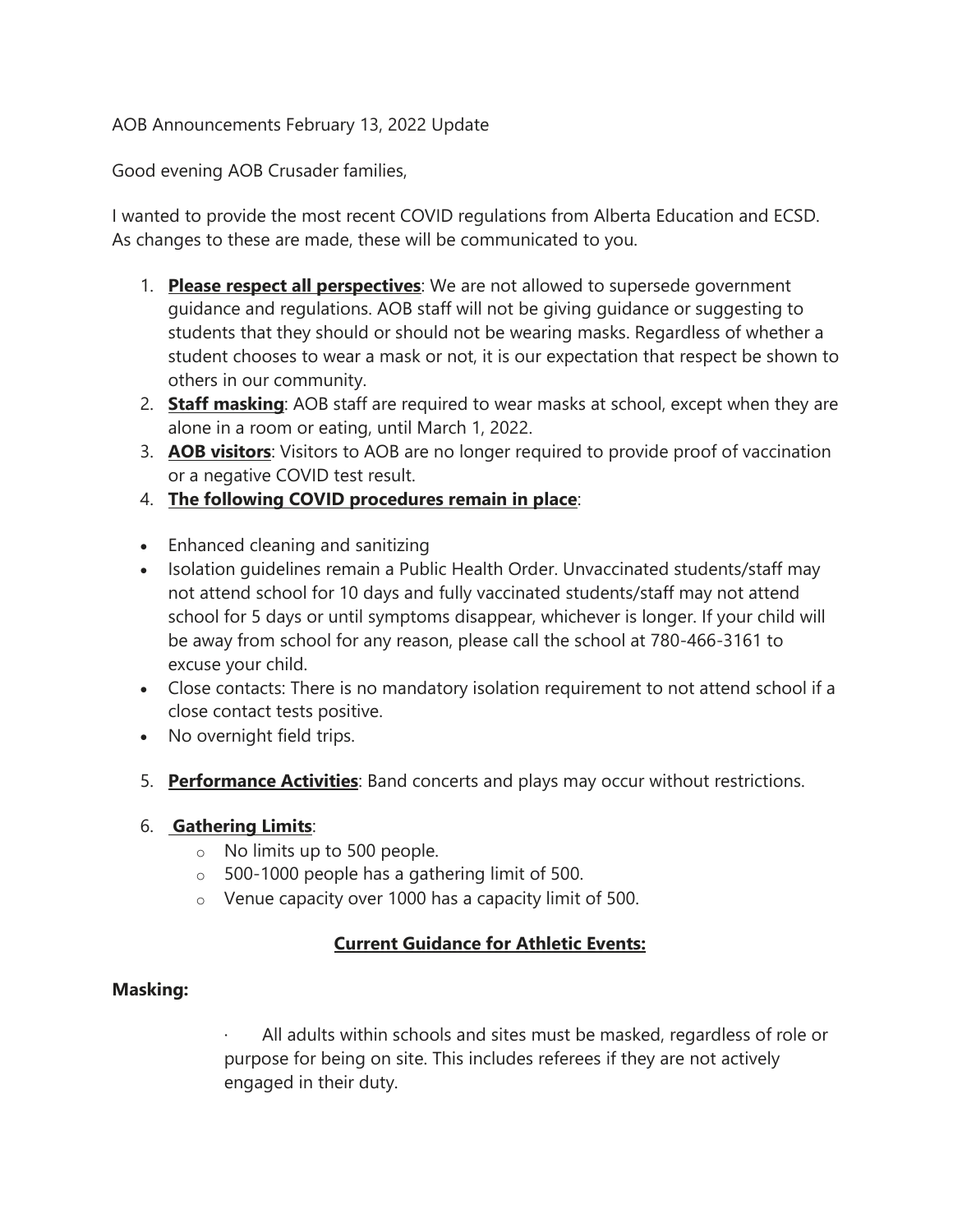AOB Announcements February 13, 2022 Update

Good evening AOB Crusader families,

I wanted to provide the most recent COVID regulations from Alberta Education and ECSD. As changes to these are made, these will be communicated to you.

1. **Please respect all perspectives**: We are not allowed to supersede government guidance and regulations. AOB staff will not be giving guidance or suggesting to students that they should or should not be wearing masks. Regardless of whether a student chooses to wear a mask or not, it is our expectation that respect be shown to others in our community.
2. **Staff masking**: AOB staff are required to wear masks at school, except when they are alone in a room or eating, until March 1, 2022.
3. **AOB visitors**: Visitors to AOB are no longer required to provide proof of vaccination or a negative COVID test result.
4. **The following COVID procedures remain in place**:

- Enhanced cleaning and sanitizing
- Isolation guidelines remain a Public Health Order. Unvaccinated students/staff may not attend school for 10 days and fully vaccinated students/staff may not attend school for 5 days or until symptoms disappear, whichever is longer. If your child will be away from school for any reason, please call the school at 780-466-3161 to excuse your child.
- Close contacts: There is no mandatory isolation requirement to not attend school if a close contact tests positive.
- No overnight field trips.

5. **Performance Activities**: Band concerts and plays may occur without restrictions.

6. **Gathering Limits**:
   - No limits up to 500 people.
   - 500-1000 people has a gathering limit of 500.
   - Venue capacity over 1000 has a capacity limit of 500.

## Current Guidance for Athletic Events:

**Masking:**

- All adults within schools and sites must be masked, regardless of role or purpose for being on site. This includes referees if they are not actively engaged in their duty.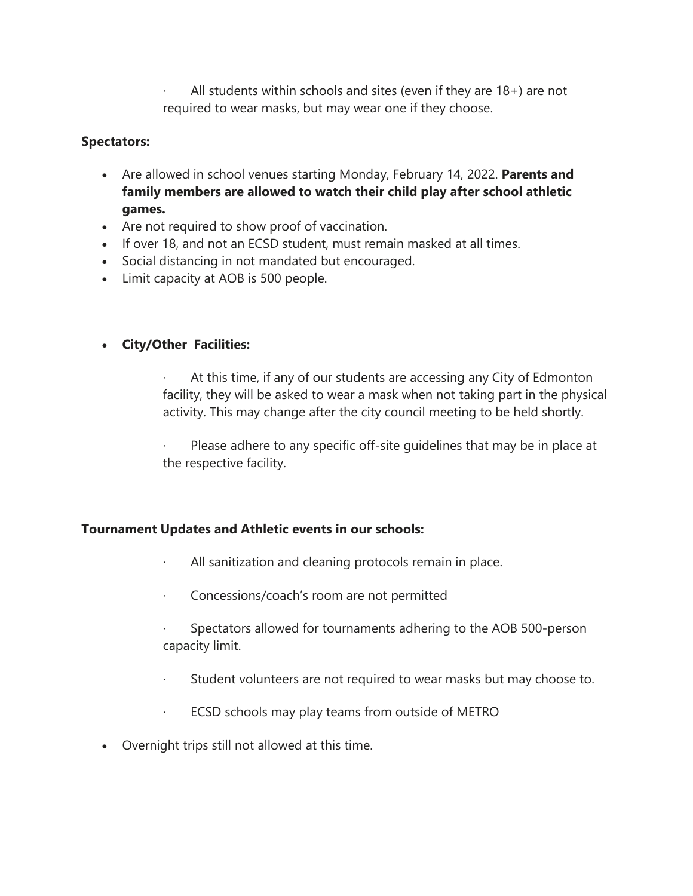· All students within schools and sites (even if they are 18+) are not required to wear masks, but may wear one if they choose.

**Spectators:**

- Are allowed in school venues starting Monday, February 14, 2022. **Parents and family members are allowed to watch their child play after school athletic games.**
- Are not required to show proof of vaccination.
- If over 18, and not an ECSD student, must remain masked at all times.
- Social distancing in not mandated but encouraged.
- Limit capacity at AOB is 500 people.

- **City/Other Facilities:**

  · At this time, if any of our students are accessing any City of Edmonton facility, they will be asked to wear a mask when not taking part in the physical activity. This may change after the city council meeting to be held shortly.

  · Please adhere to any specific off-site guidelines that may be in place at the respective facility.

**Tournament Updates and Athletic events in our schools:**

· All sanitization and cleaning protocols remain in place.

· Concessions/coach's room are not permitted

· Spectators allowed for tournaments adhering to the AOB 500-person capacity limit.

· Student volunteers are not required to wear masks but may choose to.

· ECSD schools may play teams from outside of METRO

- Overnight trips still not allowed at this time.